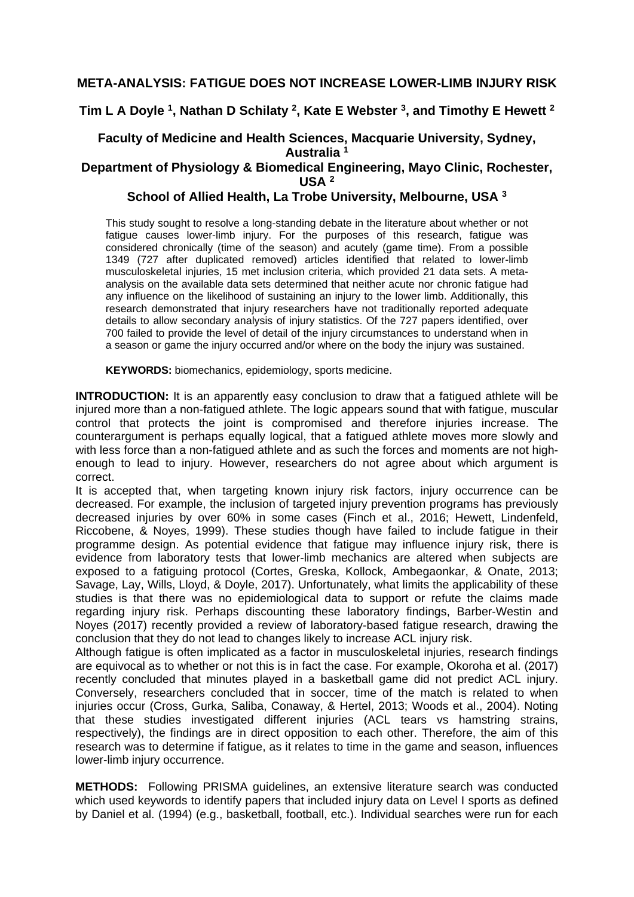# META-ANALYSIS: FATIGUE DOES NOT INCREASE LOWER-LIMB INJURY RISK

**Tim L A Doyle [1], Nathan D Schilaty [2], Kate E Webster [3], and Timothy E Hewett [2]**

**Faculty of Medicine and Health Sciences, Macquarie University, Sydney, Australia [1]**
**Department of Physiology & Biomedical Engineering, Mayo Clinic, Rochester, USA [2]**
**School of Allied Health, La Trobe University, Melbourne, USA [3]**

This study sought to resolve a long-standing debate in the literature about whether or not fatigue causes lower-limb injury. For the purposes of this research, fatigue was considered chronically (time of the season) and acutely (game time). From a possible 1349 (727 after duplicated removed) articles identified that related to lower-limb musculoskeletal injuries, 15 met inclusion criteria, which provided 21 data sets. A meta-analysis on the available data sets determined that neither acute nor chronic fatigue had any influence on the likelihood of sustaining an injury to the lower limb. Additionally, this research demonstrated that injury researchers have not traditionally reported adequate details to allow secondary analysis of injury statistics. Of the 727 papers identified, over 700 failed to provide the level of detail of the injury circumstances to understand when in a season or game the injury occurred and/or where on the body the injury was sustained.

**KEYWORDS:** biomechanics, epidemiology, sports medicine.

**INTRODUCTION:** It is an apparently easy conclusion to draw that a fatigued athlete will be injured more than a non-fatigued athlete. The logic appears sound that with fatigue, muscular control that protects the joint is compromised and therefore injuries increase. The counterargument is perhaps equally logical, that a fatigued athlete moves more slowly and with less force than a non-fatigued athlete and as such the forces and moments are not high-enough to lead to injury. However, researchers do not agree about which argument is correct.

It is accepted that, when targeting known injury risk factors, injury occurrence can be decreased. For example, the inclusion of targeted injury prevention programs has previously decreased injuries by over 60% in some cases (Finch et al., 2016; Hewett, Lindenfeld, Riccobene, & Noyes, 1999). These studies though have failed to include fatigue in their programme design. As potential evidence that fatigue may influence injury risk, there is evidence from laboratory tests that lower-limb mechanics are altered when subjects are exposed to a fatiguing protocol (Cortes, Greska, Kollock, Ambegaonkar, & Onate, 2013; Savage, Lay, Wills, Lloyd, & Doyle, 2017). Unfortunately, what limits the applicability of these studies is that there was no epidemiological data to support or refute the claims made regarding injury risk. Perhaps discounting these laboratory findings, Barber-Westin and Noyes (2017) recently provided a review of laboratory-based fatigue research, drawing the conclusion that they do not lead to changes likely to increase ACL injury risk.

Although fatigue is often implicated as a factor in musculoskeletal injuries, research findings are equivocal as to whether or not this is in fact the case. For example, Okoroha et al. (2017) recently concluded that minutes played in a basketball game did not predict ACL injury. Conversely, researchers concluded that in soccer, time of the match is related to when injuries occur (Cross, Gurka, Saliba, Conaway, & Hertel, 2013; Woods et al., 2004). Noting that these studies investigated different injuries (ACL tears vs hamstring strains, respectively), the findings are in direct opposition to each other. Therefore, the aim of this research was to determine if fatigue, as it relates to time in the game and season, influences lower-limb injury occurrence.

**METHODS:** Following PRISMA guidelines, an extensive literature search was conducted which used keywords to identify papers that included injury data on Level I sports as defined by Daniel et al. (1994) (e.g., basketball, football, etc.). Individual searches were run for each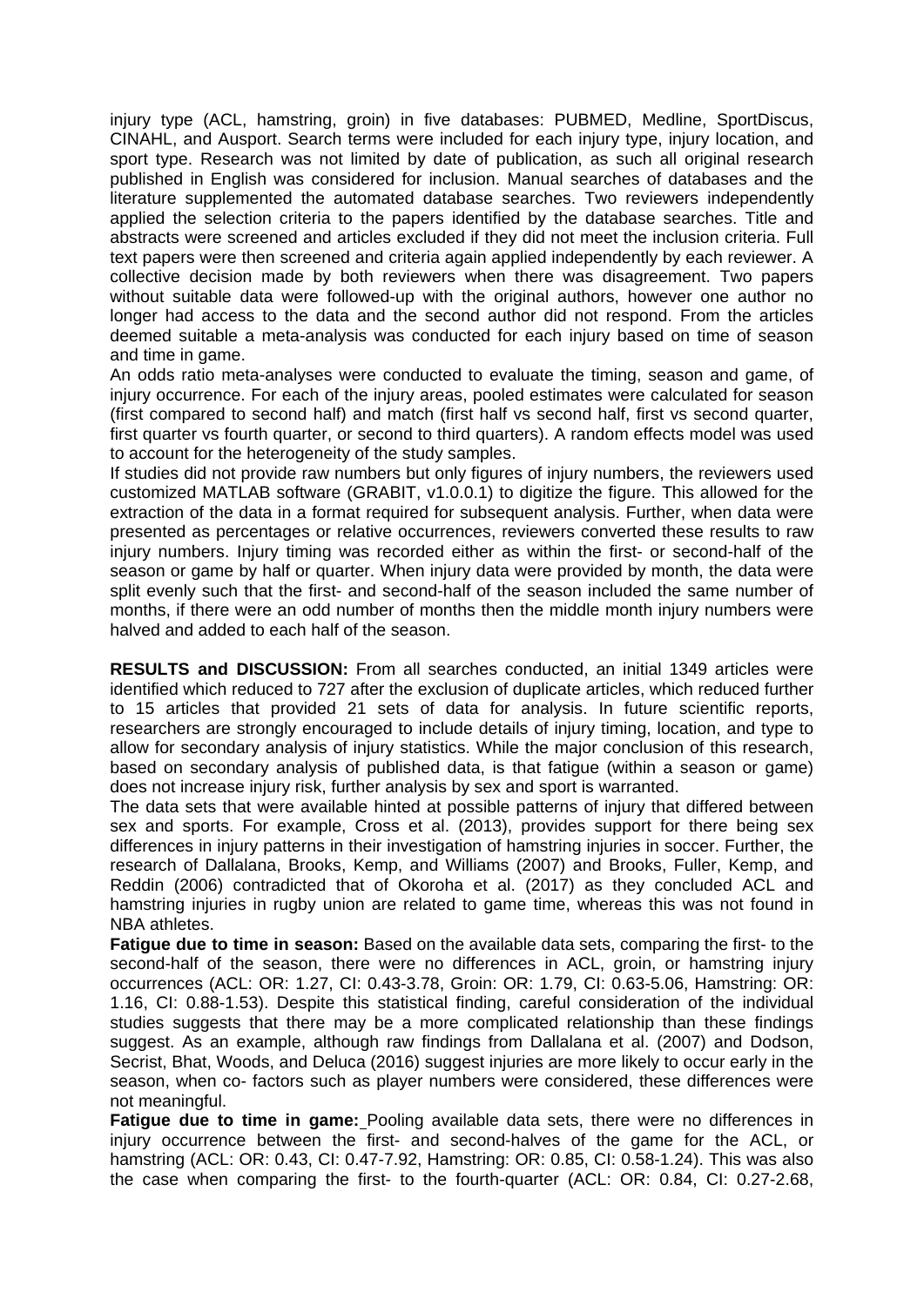injury type (ACL, hamstring, groin) in five databases: PUBMED, Medline, SportDiscus, CINAHL, and Ausport. Search terms were included for each injury type, injury location, and sport type. Research was not limited by date of publication, as such all original research published in English was considered for inclusion. Manual searches of databases and the literature supplemented the automated database searches. Two reviewers independently applied the selection criteria to the papers identified by the database searches. Title and abstracts were screened and articles excluded if they did not meet the inclusion criteria. Full text papers were then screened and criteria again applied independently by each reviewer. A collective decision made by both reviewers when there was disagreement. Two papers without suitable data were followed-up with the original authors, however one author no longer had access to the data and the second author did not respond. From the articles deemed suitable a meta-analysis was conducted for each injury based on time of season and time in game.

An odds ratio meta-analyses were conducted to evaluate the timing, season and game, of injury occurrence. For each of the injury areas, pooled estimates were calculated for season (first compared to second half) and match (first half vs second half, first vs second quarter, first quarter vs fourth quarter, or second to third quarters). A random effects model was used to account for the heterogeneity of the study samples.

If studies did not provide raw numbers but only figures of injury numbers, the reviewers used customized MATLAB software (GRABIT, v1.0.0.1) to digitize the figure. This allowed for the extraction of the data in a format required for subsequent analysis. Further, when data were presented as percentages or relative occurrences, reviewers converted these results to raw injury numbers. Injury timing was recorded either as within the first- or second-half of the season or game by half or quarter. When injury data were provided by month, the data were split evenly such that the first- and second-half of the season included the same number of months, if there were an odd number of months then the middle month injury numbers were halved and added to each half of the season.

**RESULTS and DISCUSSION:** From all searches conducted, an initial 1349 articles were identified which reduced to 727 after the exclusion of duplicate articles, which reduced further to 15 articles that provided 21 sets of data for analysis. In future scientific reports, researchers are strongly encouraged to include details of injury timing, location, and type to allow for secondary analysis of injury statistics. While the major conclusion of this research, based on secondary analysis of published data, is that fatigue (within a season or game) does not increase injury risk, further analysis by sex and sport is warranted.

The data sets that were available hinted at possible patterns of injury that differed between sex and sports. For example, Cross et al. (2013), provides support for there being sex differences in injury patterns in their investigation of hamstring injuries in soccer. Further, the research of Dallalana, Brooks, Kemp, and Williams (2007) and Brooks, Fuller, Kemp, and Reddin (2006) contradicted that of Okoroha et al. (2017) as they concluded ACL and hamstring injuries in rugby union are related to game time, whereas this was not found in NBA athletes.

**Fatigue due to time in season:** Based on the available data sets, comparing the first- to the second-half of the season, there were no differences in ACL, groin, or hamstring injury occurrences (ACL: OR: 1.27, CI: 0.43-3.78, Groin: OR: 1.79, CI: 0.63-5.06, Hamstring: OR: 1.16, CI: 0.88-1.53). Despite this statistical finding, careful consideration of the individual studies suggests that there may be a more complicated relationship than these findings suggest. As an example, although raw findings from Dallalana et al. (2007) and Dodson, Secrist, Bhat, Woods, and Deluca (2016) suggest injuries are more likely to occur early in the season, when co- factors such as player numbers were considered, these differences were not meaningful.

**Fatigue due to time in game:** Pooling available data sets, there were no differences in injury occurrence between the first- and second-halves of the game for the ACL, or hamstring (ACL: OR: 0.43, CI: 0.47-7.92, Hamstring: OR: 0.85, CI: 0.58-1.24). This was also the case when comparing the first- to the fourth-quarter (ACL: OR: 0.84, CI: 0.27-2.68,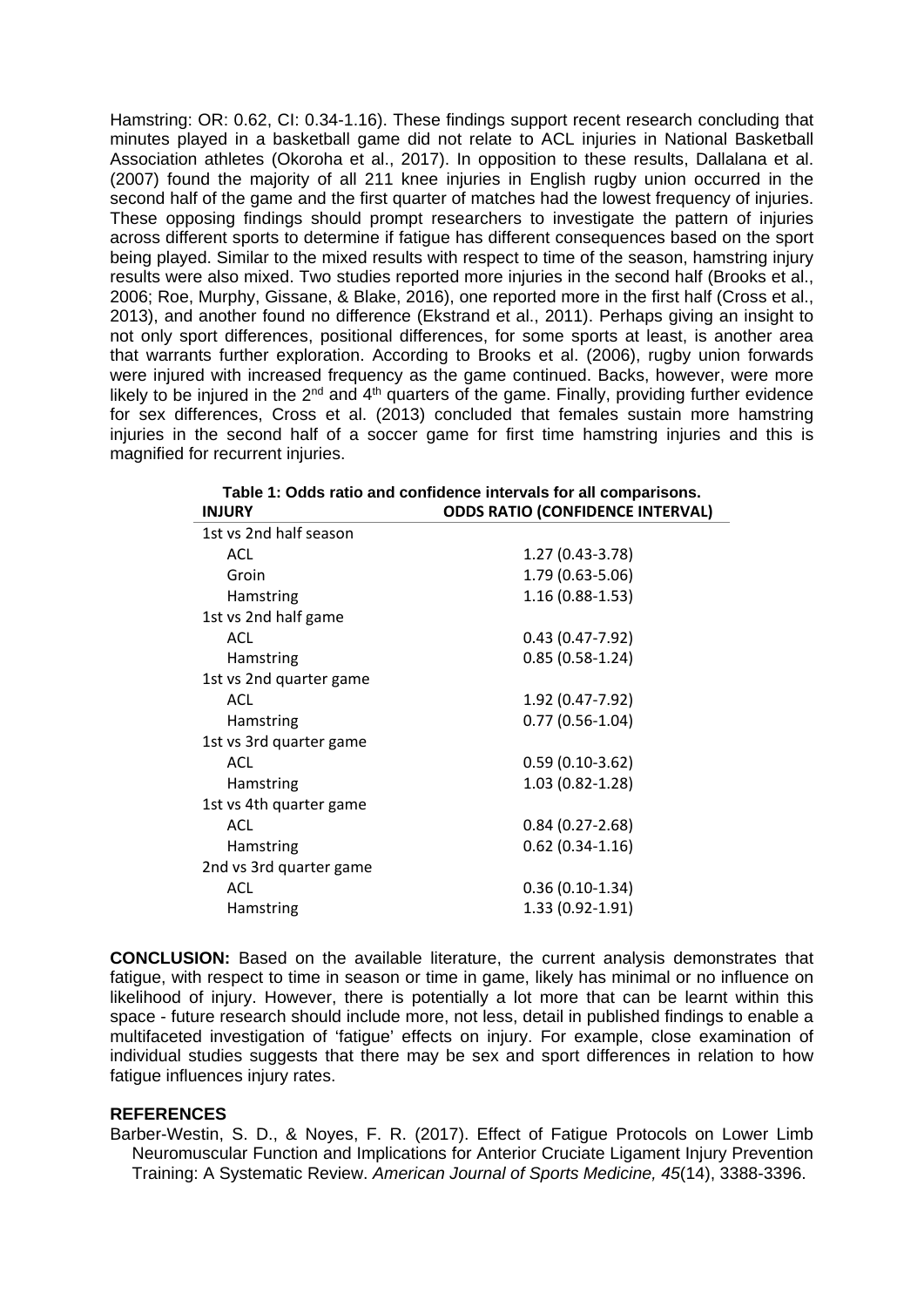Hamstring: OR: 0.62, CI: 0.34-1.16). These findings support recent research concluding that minutes played in a basketball game did not relate to ACL injuries in National Basketball Association athletes (Okoroha et al., 2017). In opposition to these results, Dallalana et al. (2007) found the majority of all 211 knee injuries in English rugby union occurred in the second half of the game and the first quarter of matches had the lowest frequency of injuries. These opposing findings should prompt researchers to investigate the pattern of injuries across different sports to determine if fatigue has different consequences based on the sport being played. Similar to the mixed results with respect to time of the season, hamstring injury results were also mixed. Two studies reported more injuries in the second half (Brooks et al., 2006; Roe, Murphy, Gissane, & Blake, 2016), one reported more in the first half (Cross et al., 2013), and another found no difference (Ekstrand et al., 2011). Perhaps giving an insight to not only sport differences, positional differences, for some sports at least, is another area that warrants further exploration. According to Brooks et al. (2006), rugby union forwards were injured with increased frequency as the game continued. Backs, however, were more likely to be injured in the 2nd and 4th quarters of the game. Finally, providing further evidence for sex differences, Cross et al. (2013) concluded that females sustain more hamstring injuries in the second half of a soccer game for first time hamstring injuries and this is magnified for recurrent injuries.

**Table 1: Odds ratio and confidence intervals for all comparisons.**

| INJURY | ODDS RATIO (CONFIDENCE INTERVAL) |
|---|---|
| 1st vs 2nd half season | |
| ACL | 1.27 (0.43-3.78) |
| Groin | 1.79 (0.63-5.06) |
| Hamstring | 1.16 (0.88-1.53) |
| 1st vs 2nd half game | |
| ACL | 0.43 (0.47-7.92) |
| Hamstring | 0.85 (0.58-1.24) |
| 1st vs 2nd quarter game | |
| ACL | 1.92 (0.47-7.92) |
| Hamstring | 0.77 (0.56-1.04) |
| 1st vs 3rd quarter game | |
| ACL | 0.59 (0.10-3.62) |
| Hamstring | 1.03 (0.82-1.28) |
| 1st vs 4th quarter game | |
| ACL | 0.84 (0.27-2.68) |
| Hamstring | 0.62 (0.34-1.16) |
| 2nd vs 3rd quarter game | |
| ACL | 0.36 (0.10-1.34) |
| Hamstring | 1.33 (0.92-1.91) |

**CONCLUSION:** Based on the available literature, the current analysis demonstrates that fatigue, with respect to time in season or time in game, likely has minimal or no influence on likelihood of injury. However, there is potentially a lot more that can be learnt within this space - future research should include more, not less, detail in published findings to enable a multifaceted investigation of 'fatigue' effects on injury. For example, close examination of individual studies suggests that there may be sex and sport differences in relation to how fatigue influences injury rates.

## REFERENCES

Barber-Westin, S. D., & Noyes, F. R. (2017). Effect of Fatigue Protocols on Lower Limb Neuromuscular Function and Implications for Anterior Cruciate Ligament Injury Prevention Training: A Systematic Review. *American Journal of Sports Medicine, 45*(14), 3388-3396.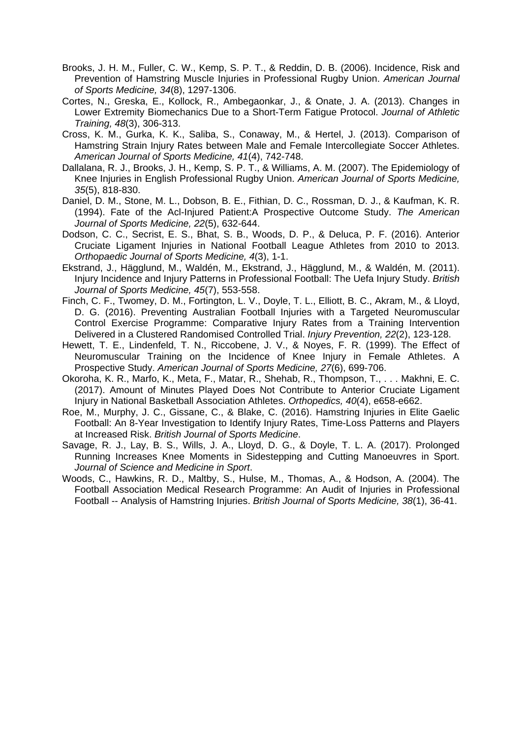Brooks, J. H. M., Fuller, C. W., Kemp, S. P. T., & Reddin, D. B. (2006). Incidence, Risk and Prevention of Hamstring Muscle Injuries in Professional Rugby Union. *American Journal of Sports Medicine, 34*(8), 1297-1306.

Cortes, N., Greska, E., Kollock, R., Ambegaonkar, J., & Onate, J. A. (2013). Changes in Lower Extremity Biomechanics Due to a Short-Term Fatigue Protocol. *Journal of Athletic Training, 48*(3), 306-313.

Cross, K. M., Gurka, K. K., Saliba, S., Conaway, M., & Hertel, J. (2013). Comparison of Hamstring Strain Injury Rates between Male and Female Intercollegiate Soccer Athletes. *American Journal of Sports Medicine, 41*(4), 742-748.

Dallalana, R. J., Brooks, J. H., Kemp, S. P. T., & Williams, A. M. (2007). The Epidemiology of Knee Injuries in English Professional Rugby Union. *American Journal of Sports Medicine, 35*(5), 818-830.

Daniel, D. M., Stone, M. L., Dobson, B. E., Fithian, D. C., Rossman, D. J., & Kaufman, K. R. (1994). Fate of the Acl-Injured Patient:A Prospective Outcome Study. *The American Journal of Sports Medicine, 22*(5), 632-644.

Dodson, C. C., Secrist, E. S., Bhat, S. B., Woods, D. P., & Deluca, P. F. (2016). Anterior Cruciate Ligament Injuries in National Football League Athletes from 2010 to 2013. *Orthopaedic Journal of Sports Medicine, 4*(3), 1-1.

Ekstrand, J., Hägglund, M., Waldén, M., Ekstrand, J., Hägglund, M., & Waldén, M. (2011). Injury Incidence and Injury Patterns in Professional Football: The Uefa Injury Study. *British Journal of Sports Medicine, 45*(7), 553-558.

Finch, C. F., Twomey, D. M., Fortington, L. V., Doyle, T. L., Elliott, B. C., Akram, M., & Lloyd, D. G. (2016). Preventing Australian Football Injuries with a Targeted Neuromuscular Control Exercise Programme: Comparative Injury Rates from a Training Intervention Delivered in a Clustered Randomised Controlled Trial. *Injury Prevention, 22*(2), 123-128.

Hewett, T. E., Lindenfeld, T. N., Riccobene, J. V., & Noyes, F. R. (1999). The Effect of Neuromuscular Training on the Incidence of Knee Injury in Female Athletes. A Prospective Study. *American Journal of Sports Medicine, 27*(6), 699-706.

Okoroha, K. R., Marfo, K., Meta, F., Matar, R., Shehab, R., Thompson, T., . . . Makhni, E. C. (2017). Amount of Minutes Played Does Not Contribute to Anterior Cruciate Ligament Injury in National Basketball Association Athletes. *Orthopedics, 40*(4), e658-e662.

Roe, M., Murphy, J. C., Gissane, C., & Blake, C. (2016). Hamstring Injuries in Elite Gaelic Football: An 8-Year Investigation to Identify Injury Rates, Time-Loss Patterns and Players at Increased Risk. *British Journal of Sports Medicine*.

Savage, R. J., Lay, B. S., Wills, J. A., Lloyd, D. G., & Doyle, T. L. A. (2017). Prolonged Running Increases Knee Moments in Sidestepping and Cutting Manoeuvres in Sport. *Journal of Science and Medicine in Sport*.

Woods, C., Hawkins, R. D., Maltby, S., Hulse, M., Thomas, A., & Hodson, A. (2004). The Football Association Medical Research Programme: An Audit of Injuries in Professional Football -- Analysis of Hamstring Injuries. *British Journal of Sports Medicine, 38*(1), 36-41.